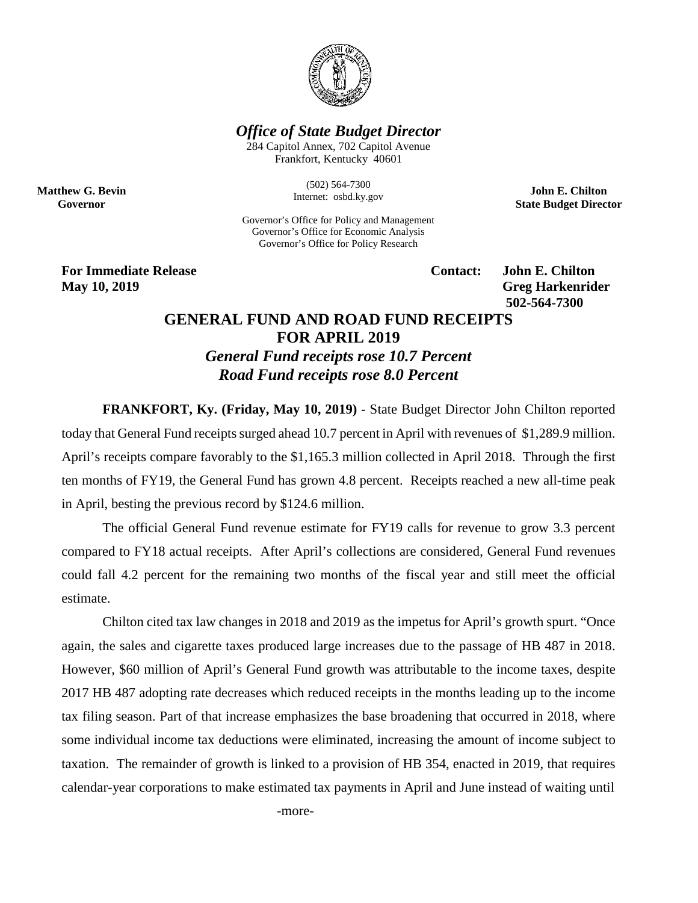*Office of State Budget Director*

284 Capitol Annex, 702 Capitol Avenue
Frankfort, Kentucky 40601

(502) 564-7300
Internet: osbd.ky.gov

**Matthew G. Bevin**
**Governor**

**John E. Chilton**
**State Budget Director**

Governor's Office for Policy and Management
Governor's Office for Economic Analysis
Governor's Office for Policy Research

**For Immediate Release**
**May 10, 2019**

**Contact: John E. Chilton**
**Greg Harkenrider**
**502-564-7300**

# GENERAL FUND AND ROAD FUND RECEIPTS FOR APRIL 2019

## *General Fund receipts rose 10.7 Percent*
## *Road Fund receipts rose 8.0 Percent*

**FRANKFORT, Ky. (Friday, May 10, 2019)** - State Budget Director John Chilton reported today that General Fund receipts surged ahead 10.7 percent in April with revenues of $1,289.9 million. April's receipts compare favorably to the $1,165.3 million collected in April 2018. Through the first ten months of FY19, the General Fund has grown 4.8 percent. Receipts reached a new all-time peak in April, besting the previous record by $124.6 million.

The official General Fund revenue estimate for FY19 calls for revenue to grow 3.3 percent compared to FY18 actual receipts. After April's collections are considered, General Fund revenues could fall 4.2 percent for the remaining two months of the fiscal year and still meet the official estimate.

Chilton cited tax law changes in 2018 and 2019 as the impetus for April's growth spurt. "Once again, the sales and cigarette taxes produced large increases due to the passage of HB 487 in 2018. However, $60 million of April's General Fund growth was attributable to the income taxes, despite 2017 HB 487 adopting rate decreases which reduced receipts in the months leading up to the income tax filing season. Part of that increase emphasizes the base broadening that occurred in 2018, where some individual income tax deductions were eliminated, increasing the amount of income subject to taxation. The remainder of growth is linked to a provision of HB 354, enacted in 2019, that requires calendar-year corporations to make estimated tax payments in April and June instead of waiting until

-more-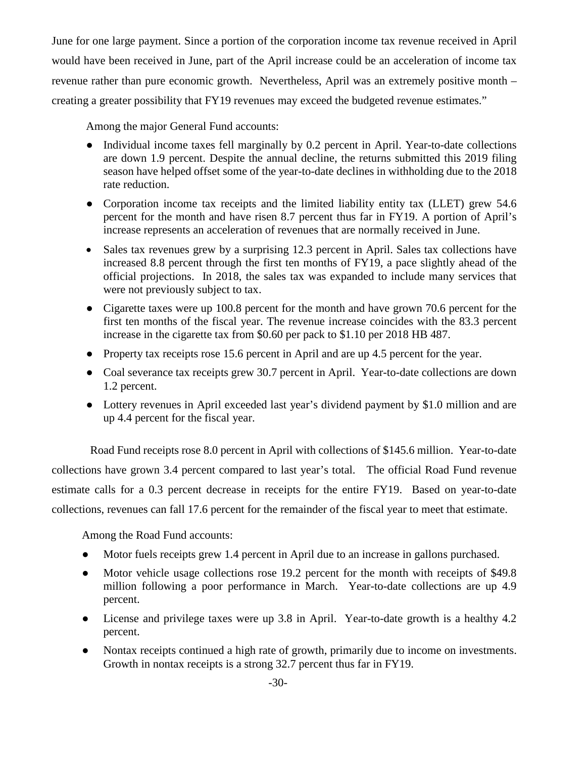June for one large payment. Since a portion of the corporation income tax revenue received in April would have been received in June, part of the April increase could be an acceleration of income tax revenue rather than pure economic growth. Nevertheless, April was an extremely positive month – creating a greater possibility that FY19 revenues may exceed the budgeted revenue estimates."

Among the major General Fund accounts:

- Individual income taxes fell marginally by 0.2 percent in April. Year-to-date collections are down 1.9 percent. Despite the annual decline, the returns submitted this 2019 filing season have helped offset some of the year-to-date declines in withholding due to the 2018 rate reduction.
- Corporation income tax receipts and the limited liability entity tax (LLET) grew 54.6 percent for the month and have risen 8.7 percent thus far in FY19. A portion of April's increase represents an acceleration of revenues that are normally received in June.
- Sales tax revenues grew by a surprising 12.3 percent in April. Sales tax collections have increased 8.8 percent through the first ten months of FY19, a pace slightly ahead of the official projections. In 2018, the sales tax was expanded to include many services that were not previously subject to tax.
- Cigarette taxes were up 100.8 percent for the month and have grown 70.6 percent for the first ten months of the fiscal year. The revenue increase coincides with the 83.3 percent increase in the cigarette tax from $0.60 per pack to $1.10 per 2018 HB 487.
- Property tax receipts rose 15.6 percent in April and are up 4.5 percent for the year.
- Coal severance tax receipts grew 30.7 percent in April. Year-to-date collections are down 1.2 percent.
- Lottery revenues in April exceeded last year's dividend payment by $1.0 million and are up 4.4 percent for the fiscal year.

Road Fund receipts rose 8.0 percent in April with collections of $145.6 million. Year-to-date collections have grown 3.4 percent compared to last year's total. The official Road Fund revenue estimate calls for a 0.3 percent decrease in receipts for the entire FY19. Based on year-to-date collections, revenues can fall 17.6 percent for the remainder of the fiscal year to meet that estimate.

Among the Road Fund accounts:

- Motor fuels receipts grew 1.4 percent in April due to an increase in gallons purchased.
- Motor vehicle usage collections rose 19.2 percent for the month with receipts of $49.8 million following a poor performance in March. Year-to-date collections are up 4.9 percent.
- License and privilege taxes were up 3.8 in April. Year-to-date growth is a healthy 4.2 percent.
- Nontax receipts continued a high rate of growth, primarily due to income on investments. Growth in nontax receipts is a strong 32.7 percent thus far in FY19.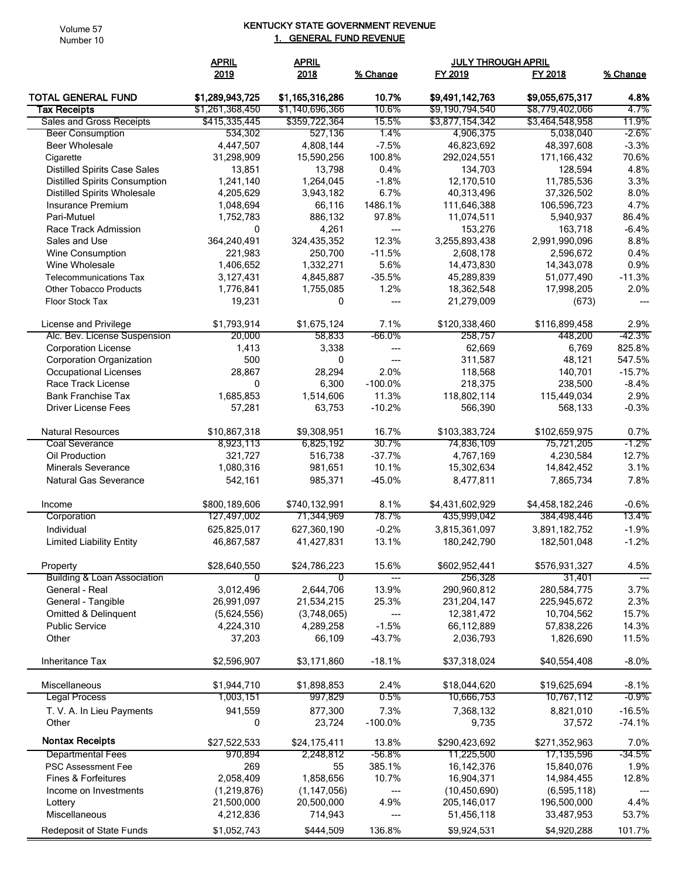# KENTUCKY STATE GOVERNMENT REVENUE

## 1. GENERAL FUND REVENUE

| | APRIL 2019 | APRIL 2018 | % Change | JULY THROUGH APRIL FY 2019 | FY 2018 | % Change |
|---|---|---|---|---|---|---|
| **TOTAL GENERAL FUND** | **$1,289,943,725** | **$1,165,316,286** | **10.7%** | **$9,491,142,763** | **$9,055,675,317** | **4.8%** |
| **Tax Receipts** | $1,261,368,450 | $1,140,696,366 | 10.6% | $9,190,794,540 | $8,779,402,066 | 4.7% |
| Sales and Gross Receipts | $415,335,445 | $359,722,364 | 15.5% | $3,877,154,342 | $3,464,548,958 | 11.9% |
| Beer Consumption | 534,302 | 527,136 | 1.4% | 4,906,375 | 5,038,040 | -2.6% |
| Beer Wholesale | 4,447,507 | 4,808,144 | -7.5% | 46,823,692 | 48,397,608 | -3.3% |
| Cigarette | 31,298,909 | 15,590,256 | 100.8% | 292,024,551 | 171,166,432 | 70.6% |
| Distilled Spirits Case Sales | 13,851 | 13,798 | 0.4% | 134,703 | 128,594 | 4.8% |
| Distilled Spirits Consumption | 1,241,140 | 1,264,045 | -1.8% | 12,170,510 | 11,785,536 | 3.3% |
| Distilled Spirits Wholesale | 4,205,629 | 3,943,182 | 6.7% | 40,313,496 | 37,326,502 | 8.0% |
| Insurance Premium | 1,048,694 | 66,116 | 1486.1% | 111,646,388 | 106,596,723 | 4.7% |
| Pari-Mutuel | 1,752,783 | 886,132 | 97.8% | 11,074,511 | 5,940,937 | 86.4% |
| Race Track Admission | 0 | 4,261 | --- | 153,276 | 163,718 | -6.4% |
| Sales and Use | 364,240,491 | 324,435,352 | 12.3% | 3,255,893,438 | 2,991,990,096 | 8.8% |
| Wine Consumption | 221,983 | 250,700 | -11.5% | 2,608,178 | 2,596,672 | 0.4% |
| Wine Wholesale | 1,406,652 | 1,332,271 | 5.6% | 14,473,830 | 14,343,078 | 0.9% |
| Telecommunications Tax | 3,127,431 | 4,845,887 | -35.5% | 45,289,839 | 51,077,490 | -11.3% |
| Other Tobacco Products | 1,776,841 | 1,755,085 | 1.2% | 18,362,548 | 17,998,205 | 2.0% |
| Floor Stock Tax | 19,231 | 0 | --- | 21,279,009 | (673) | --- |
| License and Privilege | $1,793,914 | $1,675,124 | 7.1% | $120,338,460 | $116,899,458 | 2.9% |
| Alc. Bev. License Suspension | 20,000 | 58,833 | -66.0% | 258,757 | 448,200 | -42.3% |
| Corporation License | 1,413 | 3,338 | --- | 62,669 | 6,769 | 825.8% |
| Corporation Organization | 500 | 0 | --- | 311,587 | 48,121 | 547.5% |
| Occupational Licenses | 28,867 | 28,294 | 2.0% | 118,568 | 140,701 | -15.7% |
| Race Track License | 0 | 6,300 | -100.0% | 218,375 | 238,500 | -8.4% |
| Bank Franchise Tax | 1,685,853 | 1,514,606 | 11.3% | 118,802,114 | 115,449,034 | 2.9% |
| Driver License Fees | 57,281 | 63,753 | -10.2% | 566,390 | 568,133 | -0.3% |
| Natural Resources | $10,867,318 | $9,308,951 | 16.7% | $103,383,724 | $102,659,975 | 0.7% |
| Coal Severance | 8,923,113 | 6,825,192 | 30.7% | 74,836,109 | 75,721,205 | -1.2% |
| Oil Production | 321,727 | 516,738 | -37.7% | 4,767,169 | 4,230,584 | 12.7% |
| Minerals Severance | 1,080,316 | 981,651 | 10.1% | 15,302,634 | 14,842,452 | 3.1% |
| Natural Gas Severance | 542,161 | 985,371 | -45.0% | 8,477,811 | 7,865,734 | 7.8% |
| Income | $800,189,606 | $740,132,991 | 8.1% | $4,431,602,929 | $4,458,182,246 | -0.6% |
| Corporation | 127,497,002 | 71,344,969 | 78.7% | 435,999,042 | 384,498,446 | 13.4% |
| Individual | 625,825,017 | 627,360,190 | -0.2% | 3,815,361,097 | 3,891,182,752 | -1.9% |
| Limited Liability Entity | 46,867,587 | 41,427,831 | 13.1% | 180,242,790 | 182,501,048 | -1.2% |
| Property | $28,640,550 | $24,786,223 | 15.6% | $602,952,441 | $576,931,327 | 4.5% |
| Building & Loan Association | 0 | 0 | --- | 256,328 | 31,401 | --- |
| General - Real | 3,012,496 | 2,644,706 | 13.9% | 290,960,812 | 280,584,775 | 3.7% |
| General - Tangible | 26,991,097 | 21,534,215 | 25.3% | 231,204,147 | 225,945,672 | 2.3% |
| Omitted & Delinquent | (5,624,556) | (3,748,065) | --- | 12,381,472 | 10,704,562 | 15.7% |
| Public Service | 4,224,310 | 4,289,258 | -1.5% | 66,112,889 | 57,838,226 | 14.3% |
| Other | 37,203 | 66,109 | -43.7% | 2,036,793 | 1,826,690 | 11.5% |
| Inheritance Tax | $2,596,907 | $3,171,860 | -18.1% | $37,318,024 | $40,554,408 | -8.0% |
| Miscellaneous | $1,944,710 | $1,898,853 | 2.4% | $18,044,620 | $19,625,694 | -8.1% |
| Legal Process | 1,003,151 | 997,829 | 0.5% | 10,666,753 | 10,767,112 | -0.9% |
| T. V. A. In Lieu Payments | 941,559 | 877,300 | 7.3% | 7,368,132 | 8,821,010 | -16.5% |
| Other | 0 | 23,724 | -100.0% | 9,735 | 37,572 | -74.1% |
| **Nontax Receipts** | $27,522,533 | $24,175,411 | 13.8% | $290,423,692 | $271,352,963 | 7.0% |
| Departmental Fees | 970,894 | 2,248,812 | -56.8% | 11,225,500 | 17,135,596 | -34.5% |
| PSC Assessment Fee | 269 | 55 | 385.1% | 16,142,376 | 15,840,076 | 1.9% |
| Fines & Forfeitures | 2,058,409 | 1,858,656 | 10.7% | 16,904,371 | 14,984,455 | 12.8% |
| Income on Investments | (1,219,876) | (1,147,056) | --- | (10,450,690) | (6,595,118) | --- |
| Lottery | 21,500,000 | 20,500,000 | 4.9% | 205,146,017 | 196,500,000 | 4.4% |
| Miscellaneous | 4,212,836 | 714,943 | --- | 51,456,118 | 33,487,953 | 53.7% |
| Redeposit of State Funds | $1,052,743 | $444,509 | 136.8% | $9,924,531 | $4,920,288 | 101.7% |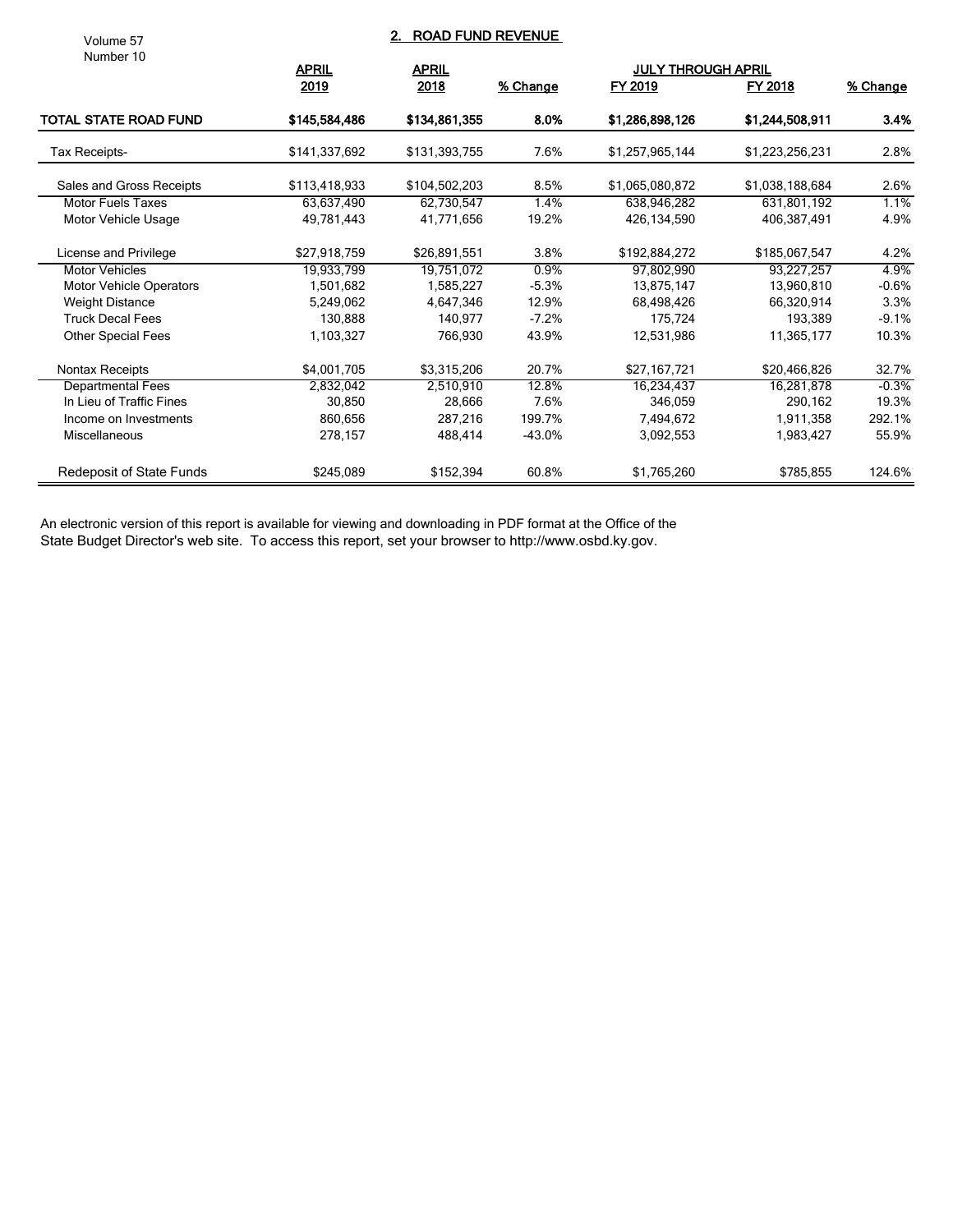## 2. ROAD FUND REVENUE

| | APRIL 2019 | APRIL 2018 | % Change | JULY THROUGH APRIL FY 2019 | FY 2018 | % Change |
|---|---|---|---|---|---|---|
| **TOTAL STATE ROAD FUND** | **$145,584,486** | **$134,861,355** | **8.0%** | **$1,286,898,126** | **$1,244,508,911** | **3.4%** |
| Tax Receipts- | $141,337,692 | $131,393,755 | 7.6% | $1,257,965,144 | $1,223,256,231 | 2.8% |
| Sales and Gross Receipts | $113,418,933 | $104,502,203 | 8.5% | $1,065,080,872 | $1,038,188,684 | 2.6% |
| Motor Fuels Taxes | 63,637,490 | 62,730,547 | 1.4% | 638,946,282 | 631,801,192 | 1.1% |
| Motor Vehicle Usage | 49,781,443 | 41,771,656 | 19.2% | 426,134,590 | 406,387,491 | 4.9% |
| License and Privilege | $27,918,759 | $26,891,551 | 3.8% | $192,884,272 | $185,067,547 | 4.2% |
| Motor Vehicles | 19,933,799 | 19,751,072 | 0.9% | 97,802,990 | 93,227,257 | 4.9% |
| Motor Vehicle Operators | 1,501,682 | 1,585,227 | -5.3% | 13,875,147 | 13,960,810 | -0.6% |
| Weight Distance | 5,249,062 | 4,647,346 | 12.9% | 68,498,426 | 66,320,914 | 3.3% |
| Truck Decal Fees | 130,888 | 140,977 | -7.2% | 175,724 | 193,389 | -9.1% |
| Other Special Fees | 1,103,327 | 766,930 | 43.9% | 12,531,986 | 11,365,177 | 10.3% |
| Nontax Receipts | $4,001,705 | $3,315,206 | 20.7% | $27,167,721 | $20,466,826 | 32.7% |
| Departmental Fees | 2,832,042 | 2,510,910 | 12.8% | 16,234,437 | 16,281,878 | -0.3% |
| In Lieu of Traffic Fines | 30,850 | 28,666 | 7.6% | 346,059 | 290,162 | 19.3% |
| Income on Investments | 860,656 | 287,216 | 199.7% | 7,494,672 | 1,911,358 | 292.1% |
| Miscellaneous | 278,157 | 488,414 | -43.0% | 3,092,553 | 1,983,427 | 55.9% |
| Redeposit of State Funds | $245,089 | $152,394 | 60.8% | $1,765,260 | $785,855 | 124.6% |

An electronic version of this report is available for viewing and downloading in PDF format at the Office of the State Budget Director's web site. To access this report, set your browser to http://www.osbd.ky.gov.